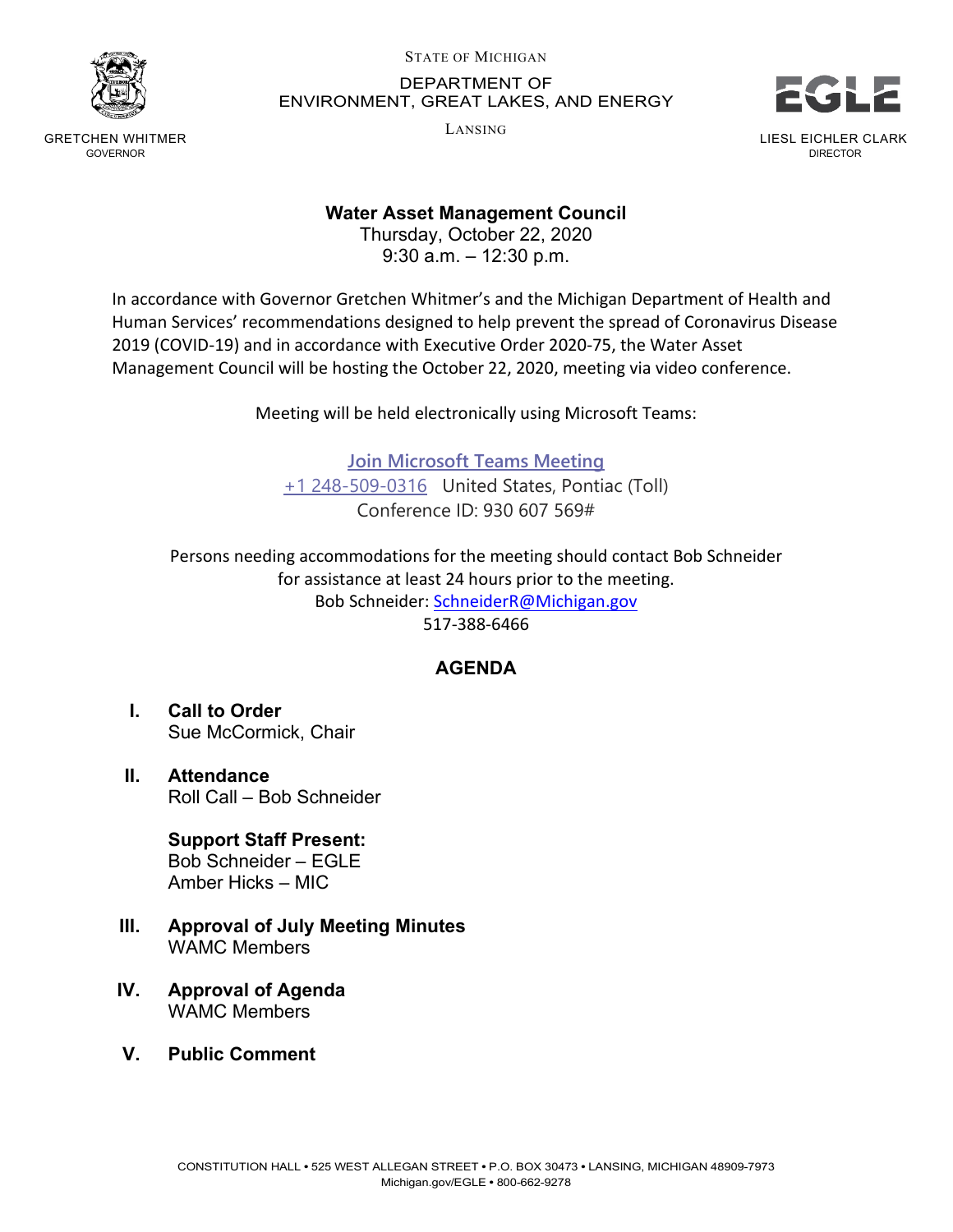GRETCHEN WHITMER
GOVERNOR

STATE OF MICHIGAN
DEPARTMENT OF
ENVIRONMENT, GREAT LAKES, AND ENERGY
LANSING

EGLE

LIESL EICHLER CLARK
DIRECTOR

# Water Asset Management Council

Thursday, October 22, 2020
9:30 a.m. – 12:30 p.m.

In accordance with Governor Gretchen Whitmer's and the Michigan Department of Health and Human Services' recommendations designed to help prevent the spread of Coronavirus Disease 2019 (COVID-19) and in accordance with Executive Order 2020-75, the Water Asset Management Council will be hosting the October 22, 2020, meeting via video conference.

Meeting will be held electronically using Microsoft Teams:

Join Microsoft Teams Meeting
+1 248-509-0316 United States, Pontiac (Toll)
Conference ID: 930 607 569#

Persons needing accommodations for the meeting should contact Bob Schneider for assistance at least 24 hours prior to the meeting.
Bob Schneider: SchneiderR@Michigan.gov
517-388-6466

## AGENDA

I. **Call to Order**
Sue McCormick, Chair

II. **Attendance**
Roll Call – Bob Schneider

**Support Staff Present:**
Bob Schneider – EGLE
Amber Hicks – MIC

III. **Approval of July Meeting Minutes**
WAMC Members

IV. **Approval of Agenda**
WAMC Members

V. **Public Comment**

CONSTITUTION HALL • 525 WEST ALLEGAN STREET • P.O. BOX 30473 • LANSING, MICHIGAN 48909-7973
Michigan.gov/EGLE • 800-662-9278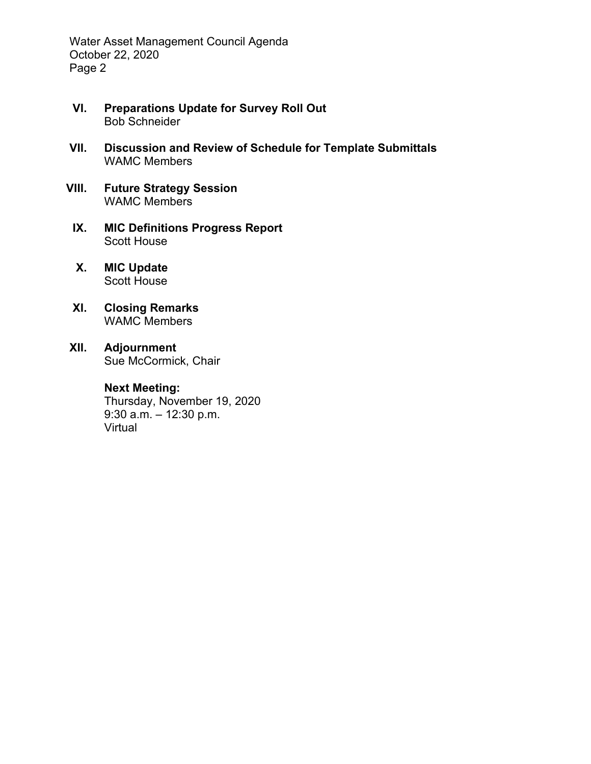**VI. Preparations Update for Survey Roll Out**
Bob Schneider

**VII. Discussion and Review of Schedule for Template Submittals**
WAMC Members

**VIII. Future Strategy Session**
WAMC Members

**IX. MIC Definitions Progress Report**
Scott House

**X. MIC Update**
Scott House

**XI. Closing Remarks**
WAMC Members

**XII. Adjournment**
Sue McCormick, Chair

**Next Meeting:**
Thursday, November 19, 2020
9:30 a.m. – 12:30 p.m.
Virtual